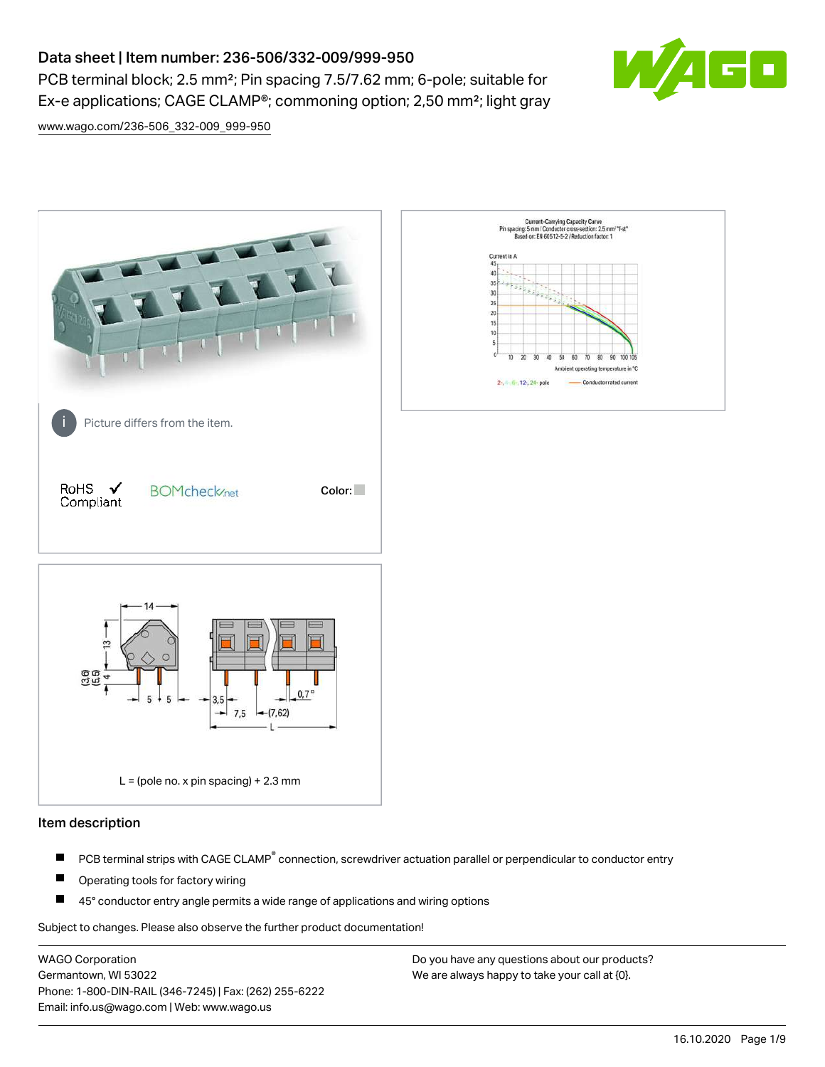# Data sheet | Item number: 236-506/332-009/999-950

PCB terminal block; 2.5 mm²; Pin spacing 7.5/7.62 mm; 6-pole; suitable for Ex-e applications; CAGE CLAMP®; commoning option; 2,50 mm²; light gray

www.wago.com/236-506_332-009_999-950

Picture differs from the item.

RoHS Compliant

Color:

L = (pole no. x pin spacing) + 2.3 mm

## Item description

- PCB terminal strips with CAGE CLAMP® connection, screwdriver actuation parallel or perpendicular to conductor entry
- Operating tools for factory wiring
- 45° conductor entry angle permits a wide range of applications and wiring options

Subject to changes. Please also observe the further product documentation!

WAGO Corporation
Germantown, WI 53022
Phone: 1-800-DIN-RAIL (346-7245) | Fax: (262) 255-6222
Email: info.us@wago.com | Web: www.wago.us

Do you have any questions about our products?
We are always happy to take your call at {0}.

16.10.2020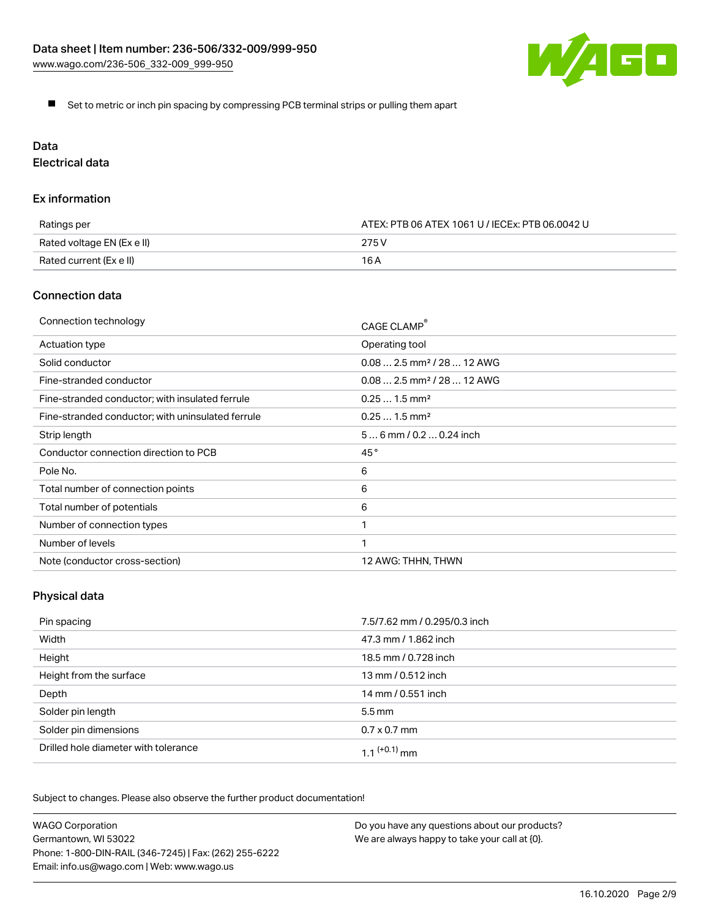- Set to metric or inch pin spacing by compressing PCB terminal strips or pulling them apart

## Data

### Electrical data

#### Ex information

| | |
|---|---|
| Ratings per | ATEX: PTB 06 ATEX 1061 U / IECEx: PTB 06.0042 U |
| Rated voltage EN (Ex e II) | 275 V |
| Rated current (Ex e II) | 16 A |

#### Connection data

| | |
|---|---|
| Connection technology | CAGE CLAMP® |
| Actuation type | Operating tool |
| Solid conductor | 0.08 … 2.5 mm² / 28 … 12 AWG |
| Fine-stranded conductor | 0.08 … 2.5 mm² / 28 … 12 AWG |
| Fine-stranded conductor; with insulated ferrule | 0.25 … 1.5 mm² |
| Fine-stranded conductor; with uninsulated ferrule | 0.25 … 1.5 mm² |
| Strip length | 5 … 6 mm / 0.2 … 0.24 inch |
| Conductor connection direction to PCB | 45 ° |
| Pole No. | 6 |
| Total number of connection points | 6 |
| Total number of potentials | 6 |
| Number of connection types | 1 |
| Number of levels | 1 |
| Note (conductor cross-section) | 12 AWG: THHN, THWN |

#### Physical data

| | |
|---|---|
| Pin spacing | 7.5/7.62 mm / 0.295/0.3 inch |
| Width | 47.3 mm / 1.862 inch |
| Height | 18.5 mm / 0.728 inch |
| Height from the surface | 13 mm / 0.512 inch |
| Depth | 14 mm / 0.551 inch |
| Solder pin length | 5.5 mm |
| Solder pin dimensions | 0.7 x 0.7 mm |
| Drilled hole diameter with tolerance | 1.1 $^{(+0.1)}$ mm |

Subject to changes. Please also observe the further product documentation!

WAGO Corporation
Germantown, WI 53022
Phone: 1-800-DIN-RAIL (346-7245) | Fax: (262) 255-6222
Email: info.us@wago.com | Web: www.wago.us

Do you have any questions about our products?
We are always happy to take your call at {0}.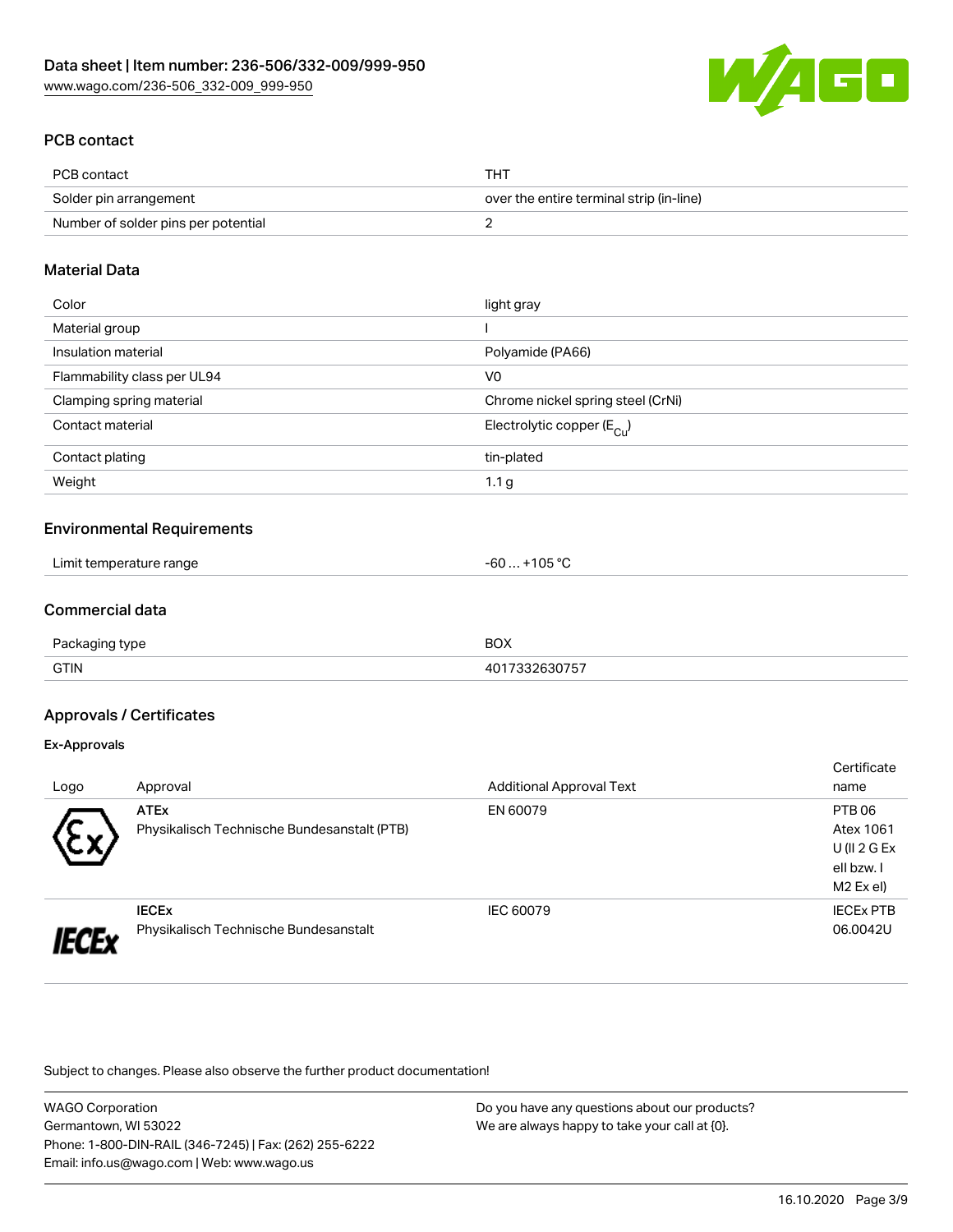## PCB contact

| PCB contact | THT |
| --- | --- |
| Solder pin arrangement | over the entire terminal strip (in-line) |
| Number of solder pins per potential | 2 |

## Material Data

| Color | light gray |
| --- | --- |
| Material group | I |
| Insulation material | Polyamide (PA66) |
| Flammability class per UL94 | V0 |
| Clamping spring material | Chrome nickel spring steel (CrNi) |
| Contact material | Electrolytic copper ($E_{Cu}$) |
| Contact plating | tin-plated |
| Weight | 1.1 g |

## Environmental Requirements

| Limit temperature range | -60 … +105 °C |
| --- | --- |

## Commercial data

| Packaging type | BOX |
| --- | --- |
| GTIN | 4017332630757 |

## Approvals / Certificates

### Ex-Approvals

| Logo | Approval | Additional Approval Text | Certificate name |
| --- | --- | --- | --- |
| | **ATEx**<br>Physikalisch Technische Bundesanstalt (PTB) | EN 60079 | PTB 06 Atex 1061 U (II 2 G Ex ell bzw. I M2 Ex el) |
| | **IECEx**<br>Physikalisch Technische Bundesanstalt | IEC 60079 | IECEx PTB 06.0042U |

Subject to changes. Please also observe the further product documentation!

WAGO Corporation
Germantown, WI 53022
Phone: 1-800-DIN-RAIL (346-7245) | Fax: (262) 255-6222
Email: info.us@wago.com | Web: www.wago.us

Do you have any questions about our products?
We are always happy to take your call at {0}.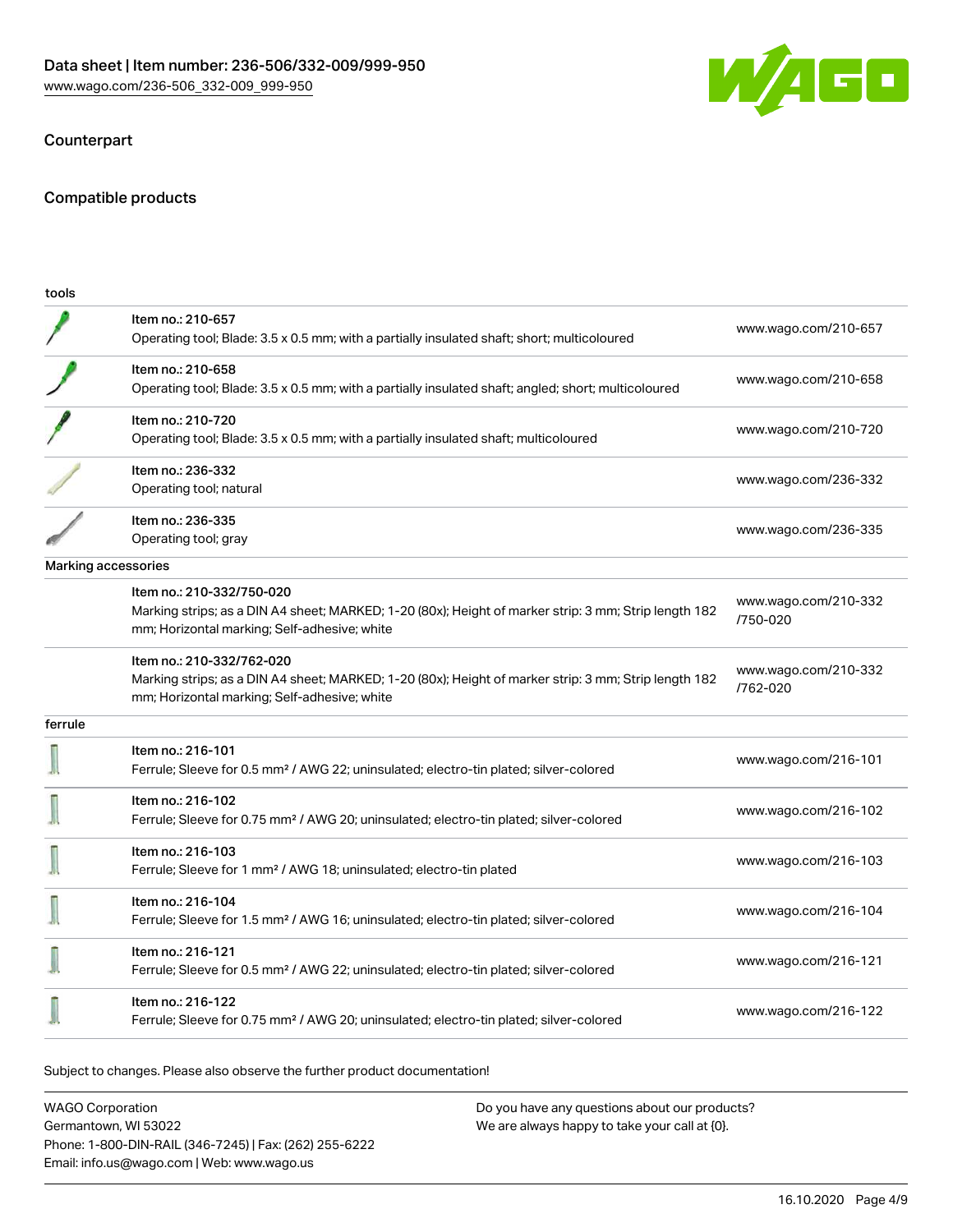## Counterpart

## Compatible products

| tools | | |
|---|---|---|
| | Item no.: 210-657<br>Operating tool; Blade: 3.5 x 0.5 mm; with a partially insulated shaft; short; multicoloured | www.wago.com/210-657 |
| | Item no.: 210-658<br>Operating tool; Blade: 3.5 x 0.5 mm; with a partially insulated shaft; angled; short; multicoloured | www.wago.com/210-658 |
| | Item no.: 210-720<br>Operating tool; Blade: 3.5 x 0.5 mm; with a partially insulated shaft; multicoloured | www.wago.com/210-720 |
| | Item no.: 236-332<br>Operating tool; natural | www.wago.com/236-332 |
| | Item no.: 236-335<br>Operating tool; gray | www.wago.com/236-335 |
| Marking accessories | | |
| | Item no.: 210-332/750-020<br>Marking strips; as a DIN A4 sheet; MARKED; 1-20 (80x); Height of marker strip: 3 mm; Strip length 182 mm; Horizontal marking; Self-adhesive; white | www.wago.com/210-332/750-020 |
| | Item no.: 210-332/762-020<br>Marking strips; as a DIN A4 sheet; MARKED; 1-20 (80x); Height of marker strip: 3 mm; Strip length 182 mm; Horizontal marking; Self-adhesive; white | www.wago.com/210-332/762-020 |
| ferrule | | |
| | Item no.: 216-101<br>Ferrule; Sleeve for 0.5 mm² / AWG 22; uninsulated; electro-tin plated; silver-colored | www.wago.com/216-101 |
| | Item no.: 216-102<br>Ferrule; Sleeve for 0.75 mm² / AWG 20; uninsulated; electro-tin plated; silver-colored | www.wago.com/216-102 |
| | Item no.: 216-103<br>Ferrule; Sleeve for 1 mm² / AWG 18; uninsulated; electro-tin plated | www.wago.com/216-103 |
| | Item no.: 216-104<br>Ferrule; Sleeve for 1.5 mm² / AWG 16; uninsulated; electro-tin plated; silver-colored | www.wago.com/216-104 |
| | Item no.: 216-121<br>Ferrule; Sleeve for 0.5 mm² / AWG 22; uninsulated; electro-tin plated; silver-colored | www.wago.com/216-121 |
| | Item no.: 216-122<br>Ferrule; Sleeve for 0.75 mm² / AWG 20; uninsulated; electro-tin plated; silver-colored | www.wago.com/216-122 |

Subject to changes. Please also observe the further product documentation!

WAGO Corporation
Germantown, WI 53022
Phone: 1-800-DIN-RAIL (346-7245) | Fax: (262) 255-6222
Email: info.us@wago.com | Web: www.wago.us

Do you have any questions about our products?
We are always happy to take your call at {0}.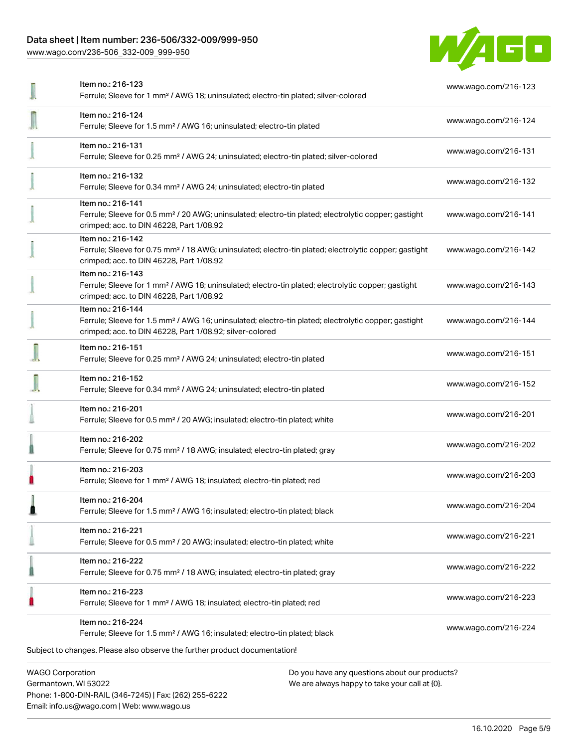| Item | Link |
|---|---|
| Item no.: 216-123<br>Ferrule; Sleeve for 1 mm² / AWG 18; uninsulated; electro-tin plated; silver-colored | www.wago.com/216-123 |
| Item no.: 216-124<br>Ferrule; Sleeve for 1.5 mm² / AWG 16; uninsulated; electro-tin plated | www.wago.com/216-124 |
| Item no.: 216-131<br>Ferrule; Sleeve for 0.25 mm² / AWG 24; uninsulated; electro-tin plated; silver-colored | www.wago.com/216-131 |
| Item no.: 216-132<br>Ferrule; Sleeve for 0.34 mm² / AWG 24; uninsulated; electro-tin plated | www.wago.com/216-132 |
| Item no.: 216-141<br>Ferrule; Sleeve for 0.5 mm² / 20 AWG; uninsulated; electro-tin plated; electrolytic copper; gastight crimped; acc. to DIN 46228, Part 1/08.92 | www.wago.com/216-141 |
| Item no.: 216-142<br>Ferrule; Sleeve for 0.75 mm² / 18 AWG; uninsulated; electro-tin plated; electrolytic copper; gastight crimped; acc. to DIN 46228, Part 1/08.92 | www.wago.com/216-142 |
| Item no.: 216-143<br>Ferrule; Sleeve for 1 mm² / AWG 18; uninsulated; electro-tin plated; electrolytic copper; gastight crimped; acc. to DIN 46228, Part 1/08.92 | www.wago.com/216-143 |
| Item no.: 216-144<br>Ferrule; Sleeve for 1.5 mm² / AWG 16; uninsulated; electro-tin plated; electrolytic copper; gastight crimped; acc. to DIN 46228, Part 1/08.92; silver-colored | www.wago.com/216-144 |
| Item no.: 216-151<br>Ferrule; Sleeve for 0.25 mm² / AWG 24; uninsulated; electro-tin plated | www.wago.com/216-151 |
| Item no.: 216-152<br>Ferrule; Sleeve for 0.34 mm² / AWG 24; uninsulated; electro-tin plated | www.wago.com/216-152 |
| Item no.: 216-201<br>Ferrule; Sleeve for 0.5 mm² / 20 AWG; insulated; electro-tin plated; white | www.wago.com/216-201 |
| Item no.: 216-202<br>Ferrule; Sleeve for 0.75 mm² / 18 AWG; insulated; electro-tin plated; gray | www.wago.com/216-202 |
| Item no.: 216-203<br>Ferrule; Sleeve for 1 mm² / AWG 18; insulated; electro-tin plated; red | www.wago.com/216-203 |
| Item no.: 216-204<br>Ferrule; Sleeve for 1.5 mm² / AWG 16; insulated; electro-tin plated; black | www.wago.com/216-204 |
| Item no.: 216-221<br>Ferrule; Sleeve for 0.5 mm² / 20 AWG; insulated; electro-tin plated; white | www.wago.com/216-221 |
| Item no.: 216-222<br>Ferrule; Sleeve for 0.75 mm² / 18 AWG; insulated; electro-tin plated; gray | www.wago.com/216-222 |
| Item no.: 216-223<br>Ferrule; Sleeve for 1 mm² / AWG 18; insulated; electro-tin plated; red | www.wago.com/216-223 |
| Item no.: 216-224<br>Ferrule; Sleeve for 1.5 mm² / AWG 16; insulated; electro-tin plated; black | www.wago.com/216-224 |

Subject to changes. Please also observe the further product documentation!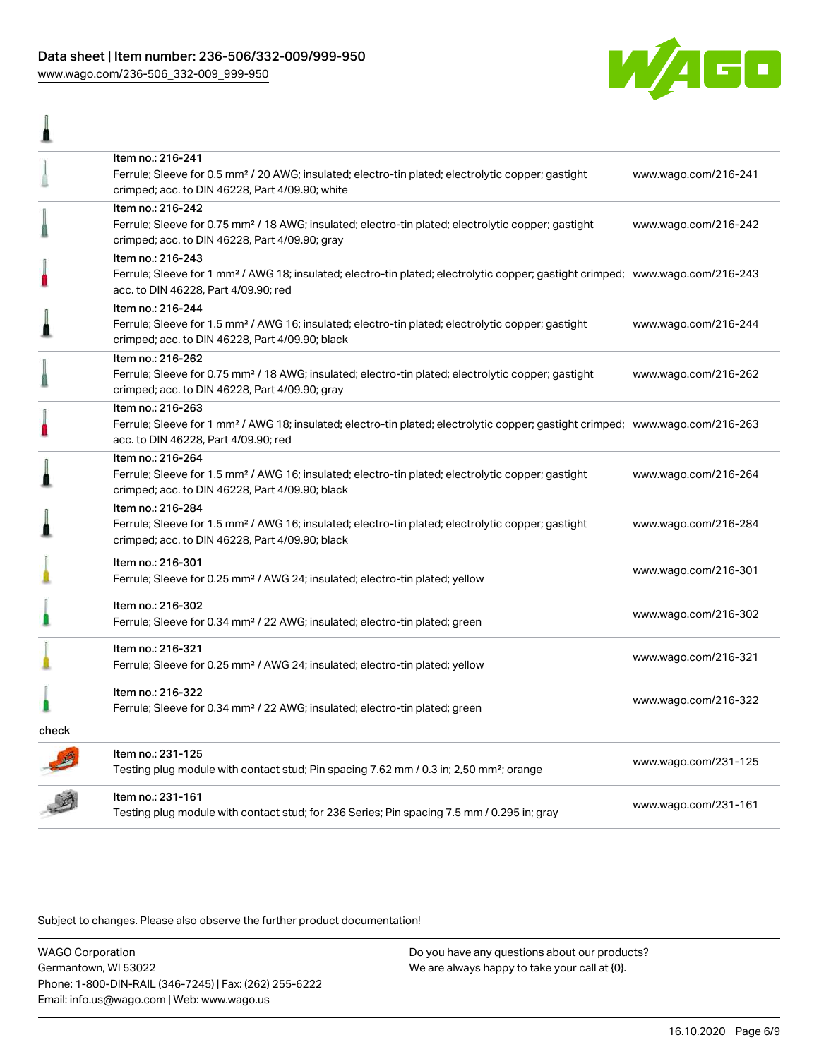| | | |
|---|---|---|
| | Item no.: 216-241<br>Ferrule; Sleeve for 0.5 mm² / 20 AWG; insulated; electro-tin plated; electrolytic copper; gastight crimped; acc. to DIN 46228, Part 4/09.90; white | www.wago.com/216-241 |
| | Item no.: 216-242<br>Ferrule; Sleeve for 0.75 mm² / 18 AWG; insulated; electro-tin plated; electrolytic copper; gastight crimped; acc. to DIN 46228, Part 4/09.90; gray | www.wago.com/216-242 |
| | Item no.: 216-243<br>Ferrule; Sleeve for 1 mm² / AWG 18; insulated; electro-tin plated; electrolytic copper; gastight crimped; acc. to DIN 46228, Part 4/09.90; red | www.wago.com/216-243 |
| | Item no.: 216-244<br>Ferrule; Sleeve for 1.5 mm² / AWG 16; insulated; electro-tin plated; electrolytic copper; gastight crimped; acc. to DIN 46228, Part 4/09.90; black | www.wago.com/216-244 |
| | Item no.: 216-262<br>Ferrule; Sleeve for 0.75 mm² / 18 AWG; insulated; electro-tin plated; electrolytic copper; gastight crimped; acc. to DIN 46228, Part 4/09.90; gray | www.wago.com/216-262 |
| | Item no.: 216-263<br>Ferrule; Sleeve for 1 mm² / AWG 18; insulated; electro-tin plated; electrolytic copper; gastight crimped; acc. to DIN 46228, Part 4/09.90; red | www.wago.com/216-263 |
| | Item no.: 216-264<br>Ferrule; Sleeve for 1.5 mm² / AWG 16; insulated; electro-tin plated; electrolytic copper; gastight crimped; acc. to DIN 46228, Part 4/09.90; black | www.wago.com/216-264 |
| | Item no.: 216-284<br>Ferrule; Sleeve for 1.5 mm² / AWG 16; insulated; electro-tin plated; electrolytic copper; gastight crimped; acc. to DIN 46228, Part 4/09.90; black | www.wago.com/216-284 |
| | Item no.: 216-301<br>Ferrule; Sleeve for 0.25 mm² / AWG 24; insulated; electro-tin plated; yellow | www.wago.com/216-301 |
| | Item no.: 216-302<br>Ferrule; Sleeve for 0.34 mm² / 22 AWG; insulated; electro-tin plated; green | www.wago.com/216-302 |
| | Item no.: 216-321<br>Ferrule; Sleeve for 0.25 mm² / AWG 24; insulated; electro-tin plated; yellow | www.wago.com/216-321 |
| | Item no.: 216-322<br>Ferrule; Sleeve for 0.34 mm² / 22 AWG; insulated; electro-tin plated; green | www.wago.com/216-322 |
| check | | |
| | Item no.: 231-125<br>Testing plug module with contact stud; Pin spacing 7.62 mm / 0.3 in; 2,50 mm²; orange | www.wago.com/231-125 |
| | Item no.: 231-161<br>Testing plug module with contact stud; for 236 Series; Pin spacing 7.5 mm / 0.295 in; gray | www.wago.com/231-161 |

Subject to changes. Please also observe the further product documentation!

WAGO Corporation
Germantown, WI 53022
Phone: 1-800-DIN-RAIL (346-7245) | Fax: (262) 255-6222
Email: info.us@wago.com | Web: www.wago.us

Do you have any questions about our products?
We are always happy to take your call at {0}.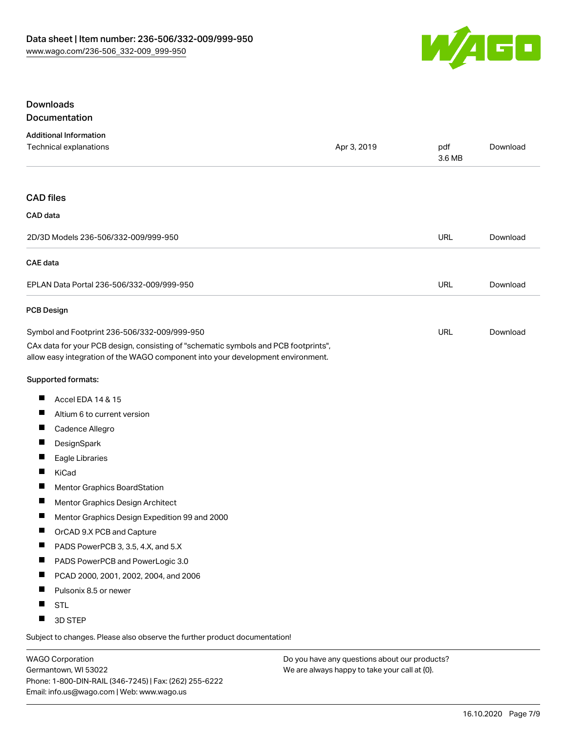## Downloads

### Documentation

**Additional Information**

| Technical explanations | Apr 3, 2019 | pdf 3.6 MB | Download |
| --- | --- | --- | --- |

### CAD files

**CAD data**

| 2D/3D Models 236-506/332-009/999-950 | URL | Download |
| --- | --- | --- |

**CAE data**

| EPLAN Data Portal 236-506/332-009/999-950 | URL | Download |
| --- | --- | --- |

**PCB Design**

| Symbol and Footprint 236-506/332-009/999-950 | URL | Download |
| --- | --- | --- |

CAx data for your PCB design, consisting of "schematic symbols and PCB footprints", allow easy integration of the WAGO component into your development environment.

Supported formats:

- Accel EDA 14 & 15
- Altium 6 to current version
- Cadence Allegro
- DesignSpark
- Eagle Libraries
- KiCad
- Mentor Graphics BoardStation
- Mentor Graphics Design Architect
- Mentor Graphics Design Expedition 99 and 2000
- OrCAD 9.X PCB and Capture
- PADS PowerPCB 3, 3.5, 4.X, and 5.X
- PADS PowerPCB and PowerLogic 3.0
- PCAD 2000, 2001, 2002, 2004, and 2006
- Pulsonix 8.5 or newer
- STL
- 3D STEP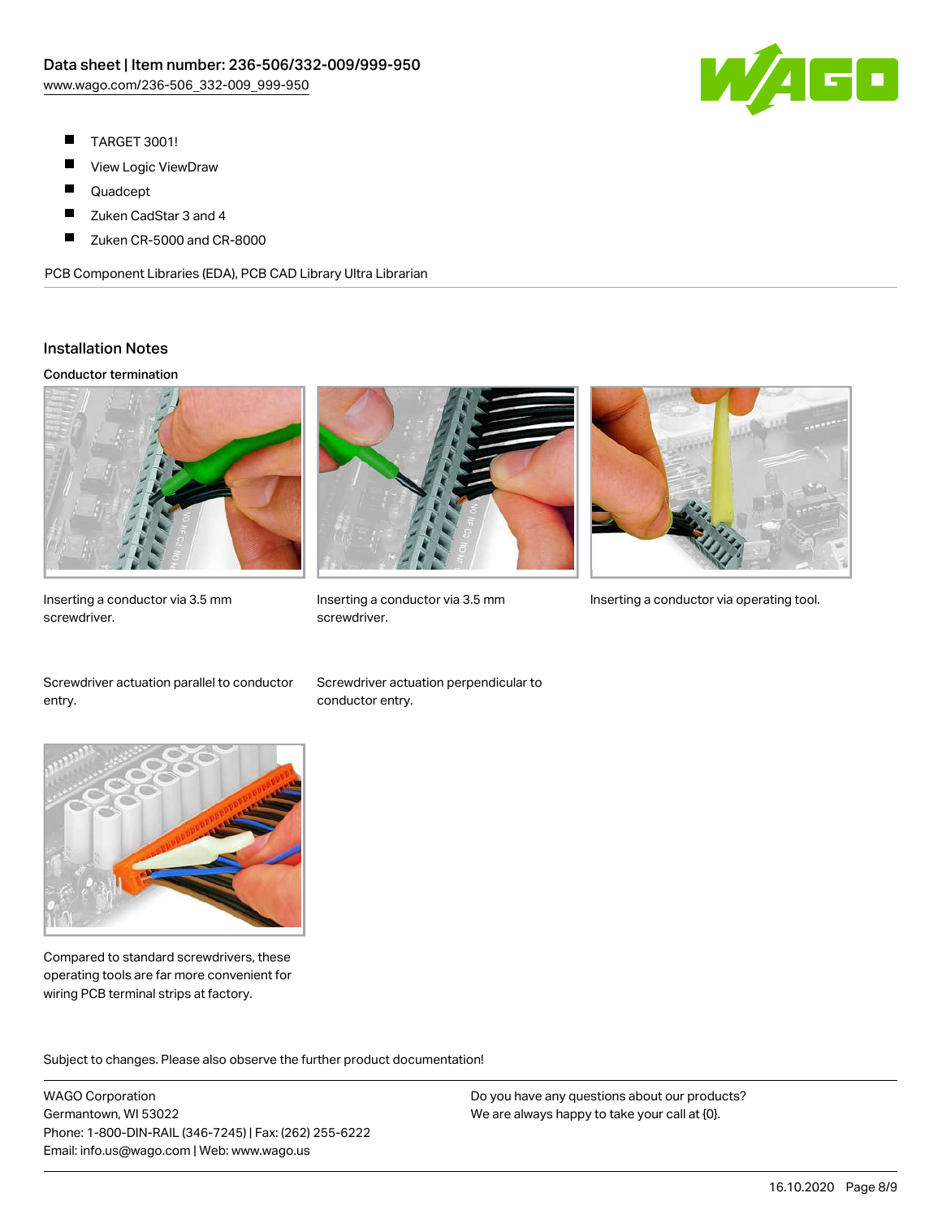- TARGET 3001!
- View Logic ViewDraw
- Quadcept
- Zuken CadStar 3 and 4
- Zuken CR-5000 and CR-8000

PCB Component Libraries (EDA), PCB CAD Library Ultra Librarian

## Installation Notes

### Conductor termination

Inserting a conductor via 3.5 mm screwdriver.

Inserting a conductor via 3.5 mm screwdriver.

Inserting a conductor via operating tool.

Screwdriver actuation parallel to conductor entry.

Screwdriver actuation perpendicular to conductor entry.

Compared to standard screwdrivers, these operating tools are far more convenient for wiring PCB terminal strips at factory.

Subject to changes. Please also observe the further product documentation!

WAGO Corporation
Germantown, WI 53022
Phone: 1-800-DIN-RAIL (346-7245) | Fax: (262) 255-6222
Email: info.us@wago.com | Web: www.wago.us

Do you have any questions about our products?
We are always happy to take your call at {0}.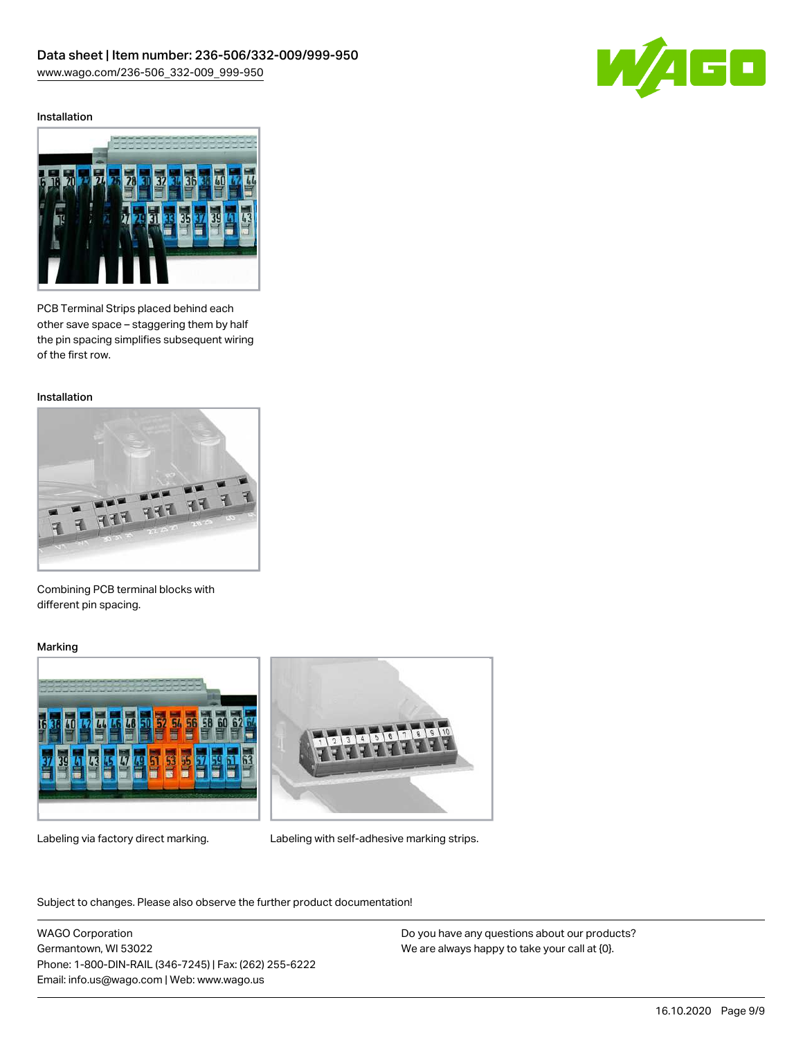Installation

PCB Terminal Strips placed behind each other save space – staggering them by half the pin spacing simplifies subsequent wiring of the first row.

Installation

Combining PCB terminal blocks with different pin spacing.

Marking

Labeling via factory direct marking.

Labeling with self-adhesive marking strips.

Subject to changes. Please also observe the further product documentation!

WAGO Corporation
Germantown, WI 53022
Phone: 1-800-DIN-RAIL (346-7245) | Fax: (262) 255-6222
Email: info.us@wago.com | Web: www.wago.us

Do you have any questions about our products?
We are always happy to take your call at {0}.

16.10.2020